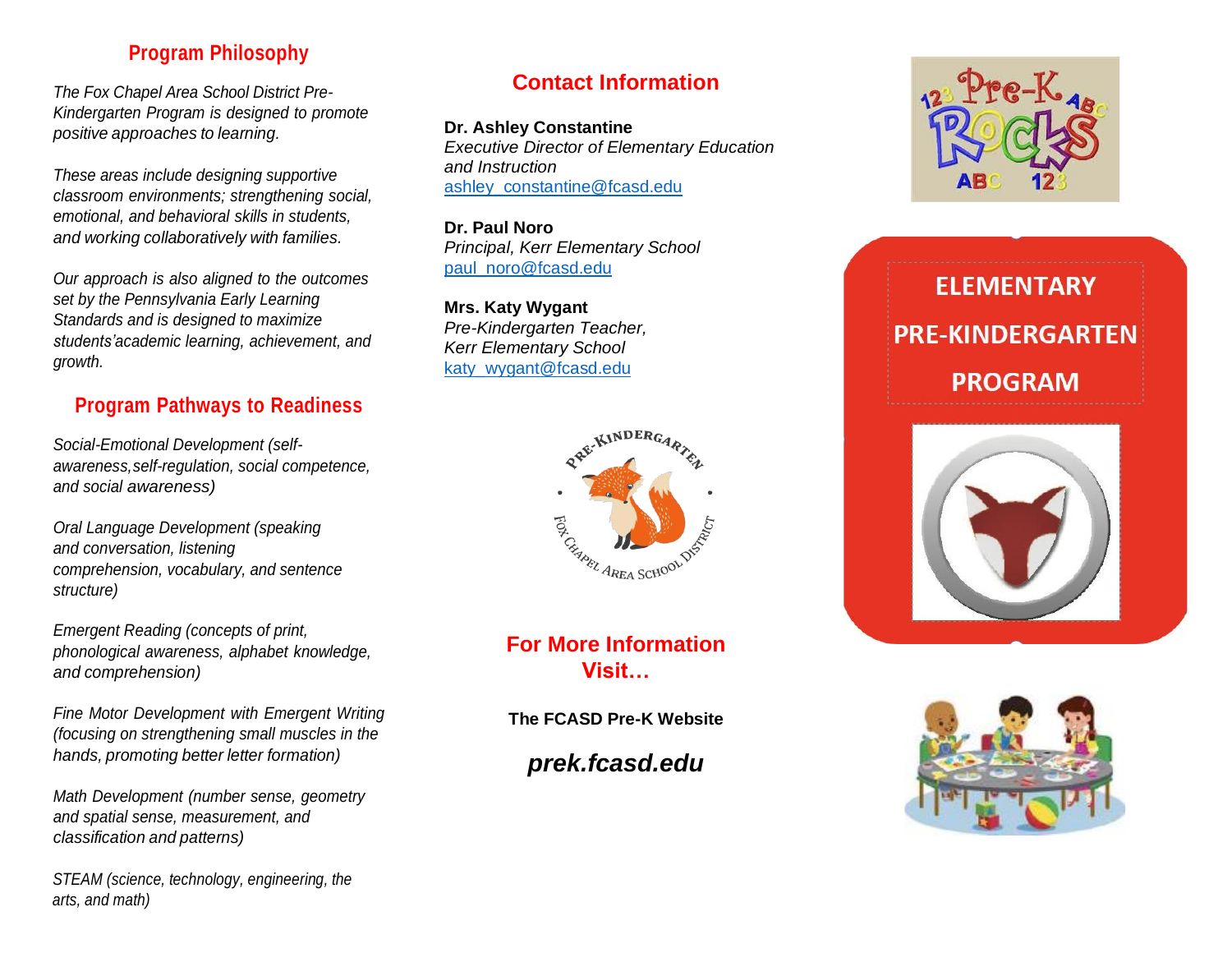## Program Philosophy

*The Fox Chapel Area School District Pre-Kindergarten Program is designed to promote positive approaches to learning.*

*These areas include designing supportive classroom environments; strengthening social, emotional, and behavioral skills in students, and working collaboratively with families.*

*Our approach is also aligned to the outcomes set by the Pennsylvania Early Learning Standards and is designed to maximize students'academic learning, achievement, and growth.*

## Program Pathways to Readiness

*Social-Emotional Development (self-awareness, self-regulation, social competence, and social awareness)*

*Oral Language Development (speaking and conversation, listening comprehension, vocabulary, and sentence structure)*

*Emergent Reading (concepts of print, phonological awareness, alphabet knowledge, and comprehension)*

*Fine Motor Development with Emergent Writing (focusing on strengthening small muscles in the hands, promoting better letter formation)*

*Math Development (number sense, geometry and spatial sense, measurement, and classification and patterns)*

*STEAM (science, technology, engineering, the arts, and math)*

## Contact Information

**Dr. Ashley Constantine**
*Executive Director of Elementary Education and Instruction*
ashley_constantine@fcasd.edu

**Dr. Paul Noro**
*Principal, Kerr Elementary School*
paul_noro@fcasd.edu

**Mrs. Katy Wygant**
*Pre-Kindergarten Teacher, Kerr Elementary School*
katy_wygant@fcasd.edu

Pre-Kindergarten · Fox Chapel Area School District

## For More Information Visit…

**The FCASD Pre-K Website**

***prek.fcasd.edu***

123 Pre-K ABC ROCKS ABC 123

# ELEMENTARY PRE-KINDERGARTEN PROGRAM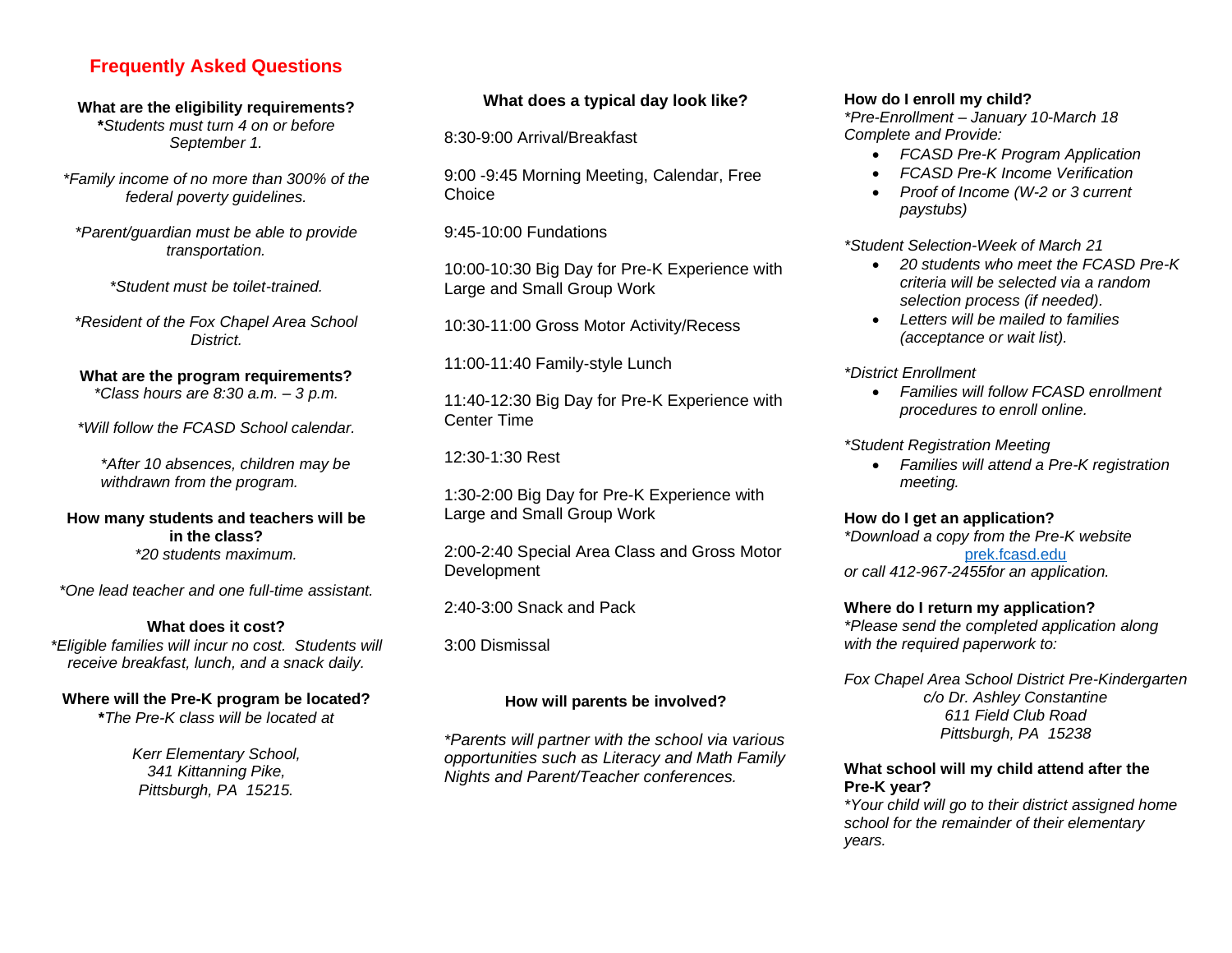## Frequently Asked Questions

**What are the eligibility requirements?**

***Students must turn 4 on or before September 1.***

*\*Family income of no more than 300% of the federal poverty guidelines.*

*\*Parent/guardian must be able to provide transportation.*

*\*Student must be toilet-trained.*

*\*Resident of the Fox Chapel Area School District.*

**What are the program requirements?**

*\*Class hours are 8:30 a.m. – 3 p.m.*

*\*Will follow the FCASD School calendar.*

*\*After 10 absences, children may be withdrawn from the program.*

**How many students and teachers will be in the class?**

*\*20 students maximum.*

*\*One lead teacher and one full-time assistant.*

**What does it cost?**

*\*Eligible families will incur no cost. Students will receive breakfast, lunch, and a snack daily.*

**Where will the Pre-K program be located?**

***The Pre-K class will be located at***

*Kerr Elementary School,*
*341 Kittanning Pike,*
*Pittsburgh, PA 15215.*

**What does a typical day look like?**

8:30-9:00 Arrival/Breakfast

9:00 -9:45 Morning Meeting, Calendar, Free Choice

9:45-10:00 Fundations

10:00-10:30 Big Day for Pre-K Experience with Large and Small Group Work

10:30-11:00 Gross Motor Activity/Recess

11:00-11:40 Family-style Lunch

11:40-12:30 Big Day for Pre-K Experience with Center Time

12:30-1:30 Rest

1:30-2:00 Big Day for Pre-K Experience with Large and Small Group Work

2:00-2:40 Special Area Class and Gross Motor Development

2:40-3:00 Snack and Pack

3:00 Dismissal

**How will parents be involved?**

*\*Parents will partner with the school via various opportunities such as Literacy and Math Family Nights and Parent/Teacher conferences.*

**How do I enroll my child?**

*\*Pre-Enrollment – January 10-March 18*
*Complete and Provide:*

- *FCASD Pre-K Program Application*
- *FCASD Pre-K Income Verification*
- *Proof of Income (W-2 or 3 current paystubs)*

*\*Student Selection-Week of March 21*

- *20 students who meet the FCASD Pre-K criteria will be selected via a random selection process (if needed).*
- *Letters will be mailed to families (acceptance or wait list).*

*\*District Enrollment*

- *Families will follow FCASD enrollment procedures to enroll online.*

*\*Student Registration Meeting*

- *Families will attend a Pre-K registration meeting.*

**How do I get an application?**

*\*Download a copy from the Pre-K website* [prek.fcasd.edu](prek.fcasd.edu) *or call 412-967-2455for an application.*

**Where do I return my application?**

*\*Please send the completed application along with the required paperwork to:*

*Fox Chapel Area School District Pre-Kindergarten*
*c/o Dr. Ashley Constantine*
*611 Field Club Road*
*Pittsburgh, PA 15238*

**What school will my child attend after the Pre-K year?**

*\*Your child will go to their district assigned home school for the remainder of their elementary years.*